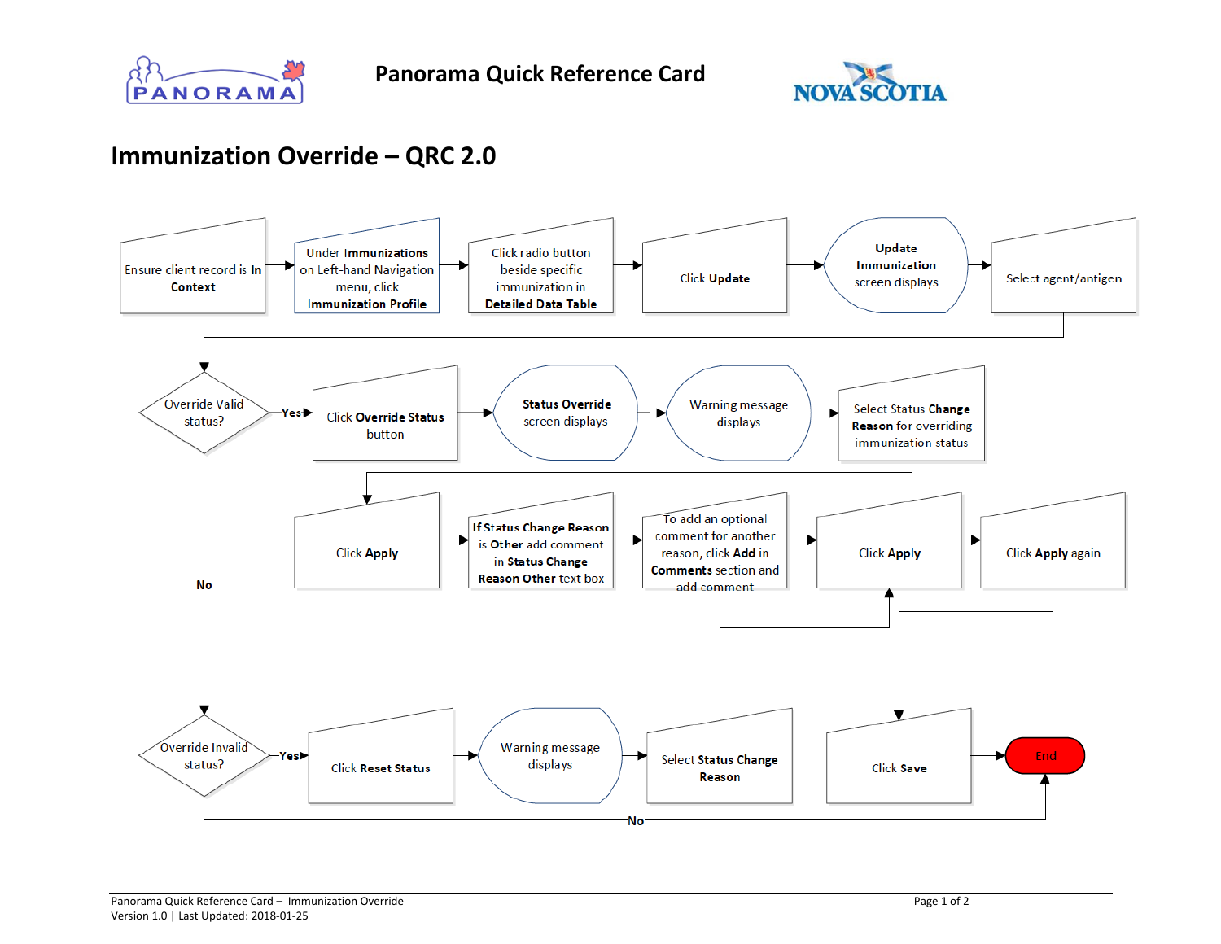# Panorama Quick Reference Card

## Immunization Override – QRC 2.0

Ensure client record is **In Context**

Under **Immunizations** on Left-hand Navigation menu, click **Immunization Profile**

Click radio button beside specific immunization in **Detailed Data Table**

Click **Update**

**Update Immunization** screen displays

Select agent/antigen

Override Valid status?

Yes

Click **Override Status** button

**Status Override** screen displays

Warning message displays

Select **Status Change Reason** for overriding immunization status

Click **Apply**

**If Status Change Reason** is **Other** add comment in **Status Change Reason Other** text box

To add an optional comment for another reason, click **Add** in **Comments** section and add comment

Click **Apply**

Click **Apply** again

No

Override Invalid status?

Yes

Click **Reset Status**

Warning message displays

Select **Status Change Reason**

Click **Save**

End

No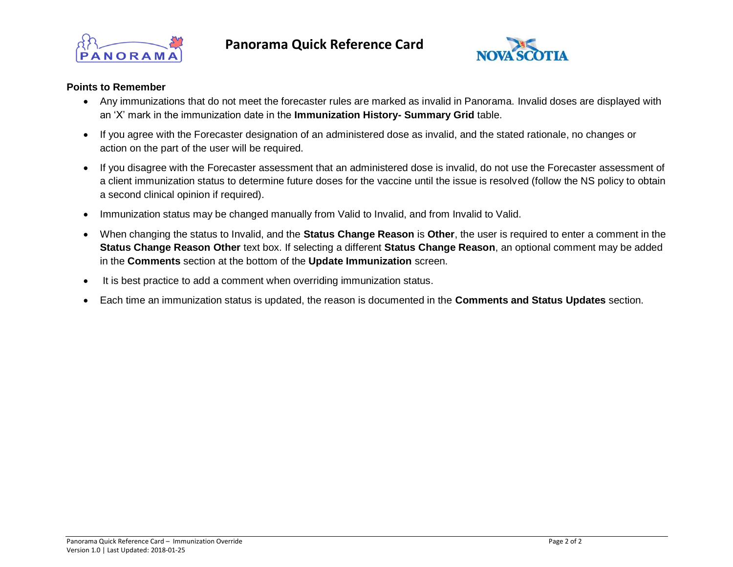**Points to Remember**

- Any immunizations that do not meet the forecaster rules are marked as invalid in Panorama. Invalid doses are displayed with an 'X' mark in the immunization date in the **Immunization History- Summary Grid** table.
- If you agree with the Forecaster designation of an administered dose as invalid, and the stated rationale, no changes or action on the part of the user will be required.
- If you disagree with the Forecaster assessment that an administered dose is invalid, do not use the Forecaster assessment of a client immunization status to determine future doses for the vaccine until the issue is resolved (follow the NS policy to obtain a second clinical opinion if required).
- Immunization status may be changed manually from Valid to Invalid, and from Invalid to Valid.
- When changing the status to Invalid, and the **Status Change Reason** is **Other**, the user is required to enter a comment in the **Status Change Reason Other** text box. If selecting a different **Status Change Reason**, an optional comment may be added in the **Comments** section at the bottom of the **Update Immunization** screen.
- It is best practice to add a comment when overriding immunization status.
- Each time an immunization status is updated, the reason is documented in the **Comments and Status Updates** section.